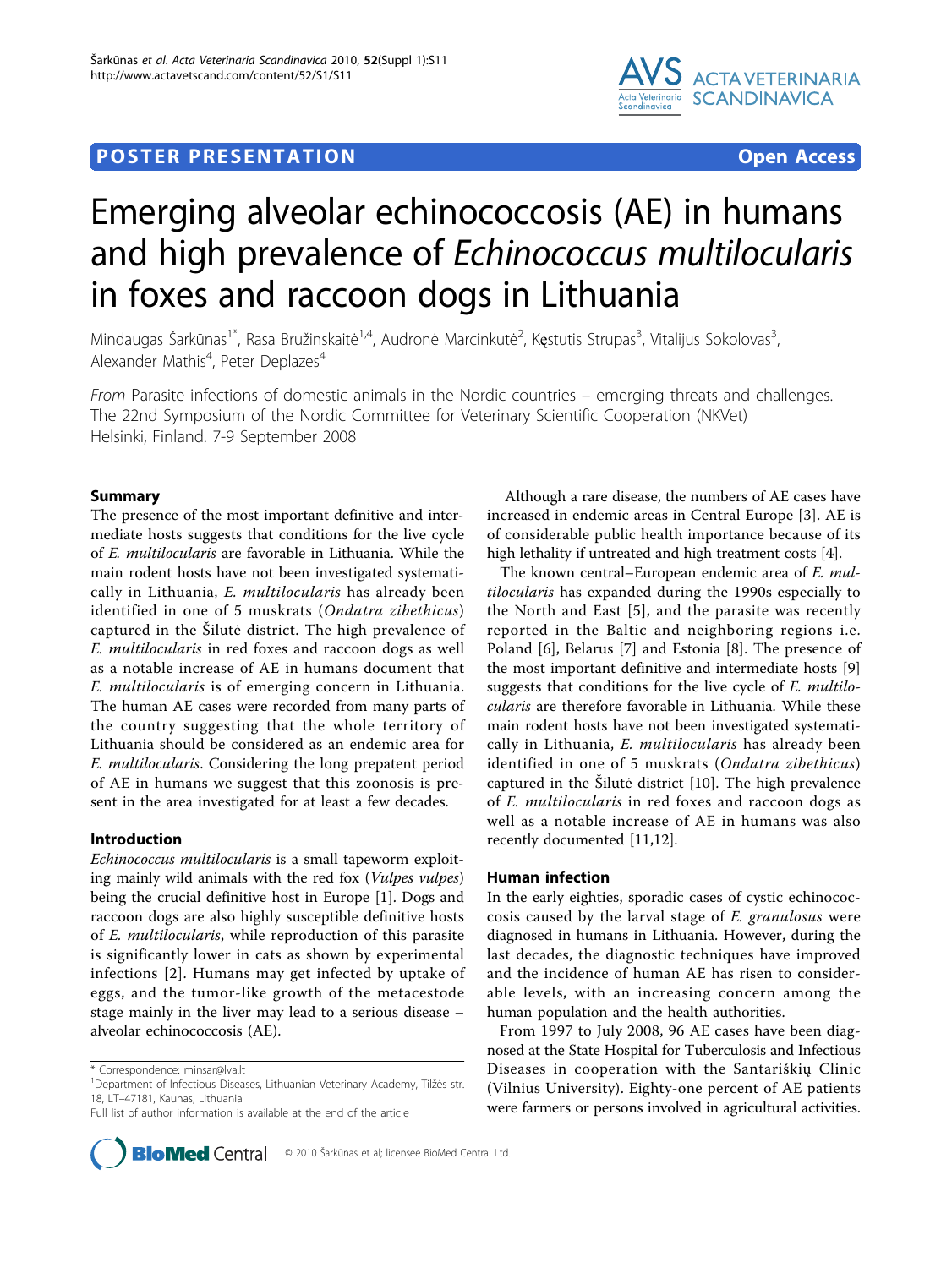**POSTER PRESENTATION** **Open Access**

# Emerging alveolar echinococcosis (AE) in humans and high prevalence of *Echinococcus multilocularis* in foxes and raccoon dogs in Lithuania

Mindaugas Šarkūnas[1*], Rasa Bružinskaitė[1,4], Audronė Marcinkutė[2], Kęstutis Strupas[3], Vitalijus Sokolovas[3], Alexander Mathis[4], Peter Deplazes[4]

*From* Parasite infections of domestic animals in the Nordic countries – emerging threats and challenges. The 22nd Symposium of the Nordic Committee for Veterinary Scientific Cooperation (NKVet) Helsinki, Finland. 7-9 September 2008

## Summary

The presence of the most important definitive and intermediate hosts suggests that conditions for the live cycle of *E. multilocularis* are favorable in Lithuania. While the main rodent hosts have not been investigated systematically in Lithuania, *E. multilocularis* has already been identified in one of 5 muskrats (*Ondatra zibethicus*) captured in the Šilutė district. The high prevalence of *E. multilocularis* in red foxes and raccoon dogs as well as a notable increase of AE in humans document that *E. multilocularis* is of emerging concern in Lithuania. The human AE cases were recorded from many parts of the country suggesting that the whole territory of Lithuania should be considered as an endemic area for *E. multilocularis*. Considering the long prepatent period of AE in humans we suggest that this zoonosis is present in the area investigated for at least a few decades.

## Introduction

*Echinococcus multilocularis* is a small tapeworm exploiting mainly wild animals with the red fox (*Vulpes vulpes*) being the crucial definitive host in Europe [1]. Dogs and raccoon dogs are also highly susceptible definitive hosts of *E. multilocularis*, while reproduction of this parasite is significantly lower in cats as shown by experimental infections [2]. Humans may get infected by uptake of eggs, and the tumor-like growth of the metacestode stage mainly in the liver may lead to a serious disease – alveolar echinococcosis (AE).

Although a rare disease, the numbers of AE cases have increased in endemic areas in Central Europe [3]. AE is of considerable public health importance because of its high lethality if untreated and high treatment costs [4].

The known central–European endemic area of *E. multilocularis* has expanded during the 1990s especially to the North and East [5], and the parasite was recently reported in the Baltic and neighboring regions i.e. Poland [6], Belarus [7] and Estonia [8]. The presence of the most important definitive and intermediate hosts [9] suggests that conditions for the live cycle of *E. multilocularis* are therefore favorable in Lithuania. While these main rodent hosts have not been investigated systematically in Lithuania, *E. multilocularis* has already been identified in one of 5 muskrats (*Ondatra zibethicus*) captured in the Šilutė district [10]. The high prevalence of *E. multilocularis* in red foxes and raccoon dogs as well as a notable increase of AE in humans was also recently documented [11,12].

## Human infection

In the early eighties, sporadic cases of cystic echinococcosis caused by the larval stage of *E. granulosus* were diagnosed in humans in Lithuania. However, during the last decades, the diagnostic techniques have improved and the incidence of human AE has risen to considerable levels, with an increasing concern among the human population and the health authorities.

From 1997 to July 2008, 96 AE cases have been diagnosed at the State Hospital for Tuberculosis and Infectious Diseases in cooperation with the Santariškių Clinic (Vilnius University). Eighty-one percent of AE patients were farmers or persons involved in agricultural activities.

\* Correspondence: minsar@lva.lt
[1]Department of Infectious Diseases, Lithuanian Veterinary Academy, Tilžės str. 18, LT–47181, Kaunas, Lithuania
Full list of author information is available at the end of the article

© 2010 Šarkūnas et al; licensee BioMed Central Ltd.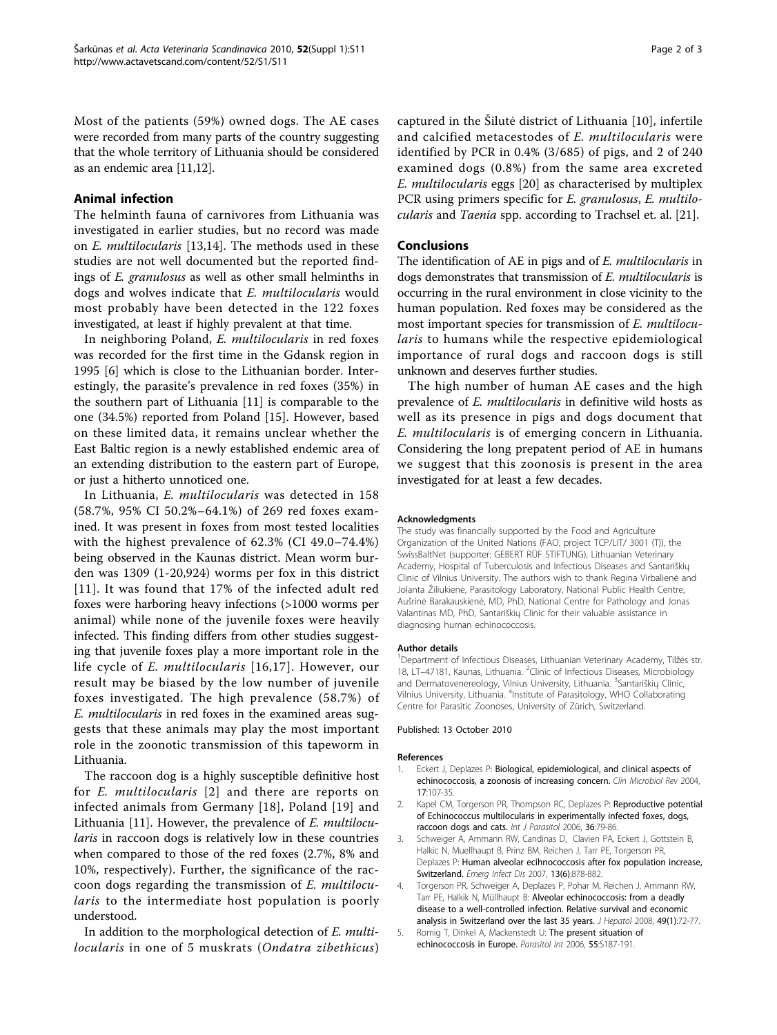Most of the patients (59%) owned dogs. The AE cases were recorded from many parts of the country suggesting that the whole territory of Lithuania should be considered as an endemic area [11,12].

## Animal infection

The helminth fauna of carnivores from Lithuania was investigated in earlier studies, but no record was made on *E. multilocularis* [13,14]. The methods used in these studies are not well documented but the reported findings of *E. granulosus* as well as other small helminths in dogs and wolves indicate that *E. multilocularis* would most probably have been detected in the 122 foxes investigated, at least if highly prevalent at that time.

In neighboring Poland, *E. multilocularis* in red foxes was recorded for the first time in the Gdansk region in 1995 [6] which is close to the Lithuanian border. Interestingly, the parasite's prevalence in red foxes (35%) in the southern part of Lithuania [11] is comparable to the one (34.5%) reported from Poland [15]. However, based on these limited data, it remains unclear whether the East Baltic region is a newly established endemic area of an extending distribution to the eastern part of Europe, or just a hitherto unnoticed one.

In Lithuania, *E. multilocularis* was detected in 158 (58.7%, 95% CI 50.2%–64.1%) of 269 red foxes examined. It was present in foxes from most tested localities with the highest prevalence of 62.3% (CI 49.0–74.4%) being observed in the Kaunas district. Mean worm burden was 1309 (1-20,924) worms per fox in this district [11]. It was found that 17% of the infected adult red foxes were harboring heavy infections (>1000 worms per animal) while none of the juvenile foxes were heavily infected. This finding differs from other studies suggesting that juvenile foxes play a more important role in the life cycle of *E. multilocularis* [16,17]. However, our result may be biased by the low number of juvenile foxes investigated. The high prevalence (58.7%) of *E. multilocularis* in red foxes in the examined areas suggests that these animals may play the most important role in the zoonotic transmission of this tapeworm in Lithuania.

The raccoon dog is a highly susceptible definitive host for *E. multilocularis* [2] and there are reports on infected animals from Germany [18], Poland [19] and Lithuania [11]. However, the prevalence of *E. multilocularis* in raccoon dogs is relatively low in these countries when compared to those of the red foxes (2.7%, 8% and 10%, respectively). Further, the significance of the raccoon dogs regarding the transmission of *E. multilocularis* to the intermediate host population is poorly understood.

In addition to the morphological detection of *E. multilocularis* in one of 5 muskrats (*Ondatra zibethicus*) captured in the Šilutė district of Lithuania [10], infertile and calcified metacestodes of *E. multilocularis* were identified by PCR in 0.4% (3/685) of pigs, and 2 of 240 examined dogs (0.8%) from the same area excreted *E. multilocularis* eggs [20] as characterised by multiplex PCR using primers specific for *E. granulosus*, *E. multilocularis* and *Taenia* spp. according to Trachsel et. al. [21].

## Conclusions

The identification of AE in pigs and of *E. multilocularis* in dogs demonstrates that transmission of *E. multilocularis* is occurring in the rural environment in close vicinity to the human population. Red foxes may be considered as the most important species for transmission of *E. multilocularis* to humans while the respective epidemiological importance of rural dogs and raccoon dogs is still unknown and deserves further studies.

The high number of human AE cases and the high prevalence of *E. multilocularis* in definitive wild hosts as well as its presence in pigs and dogs document that *E. multilocularis* is of emerging concern in Lithuania. Considering the long prepatent period of AE in humans we suggest that this zoonosis is present in the area investigated for at least a few decades.

#### Acknowledgments

The study was financially supported by the Food and Agriculture Organization of the United Nations (FAO, project TCP/LIT/ 3001 (T)), the SwissBaltNet (supporter: GEBERT RÜF STIFTUNG), Lithuanian Veterinary Academy, Hospital of Tuberculosis and Infectious Diseases and Santariškių Clinic of Vilnius University. The authors wish to thank Regina Virbalienė and Jolanta Žiliukienė, Parasitology Laboratory, National Public Health Centre, Aušrinė Barakauskienė, MD, PhD, National Centre for Pathology and Jonas Valantinas MD, PhD, Santariškių Clinic for their valuable assistance in diagnosing human echinococcosis.

#### Author details

[1]Department of Infectious Diseases, Lithuanian Veterinary Academy, Tilžės str. 18, LT–47181, Kaunas, Lithuania. [2]Clinic of Infectious Diseases, Microbiology and Dermatovenereology, Vilnius University, Lithuania. [3]Santariškių Clinic, Vilnius University, Lithuania. [4]Institute of Parasitology, WHO Collaborating Centre for Parasitic Zoonoses, University of Zürich, Switzerland.

Published: 13 October 2010

#### References

1. Eckert J, Deplazes P: **Biological, epidemiological, and clinical aspects of echinococcosis, a zoonosis of increasing concern.** *Clin Microbiol Rev* 2004, **17**:107-35.
2. Kapel CM, Torgerson PR, Thompson RC, Deplazes P: **Reproductive potential of Echinococcus multilocularis in experimentally infected foxes, dogs, raccoon dogs and cats.** *Int J Parasitol* 2006, **36**:79-86.
3. Schweiger A, Ammann RW, Candinas D, Clavien PA, Eckert J, Gottstein B, Halkic N, Muellhaupt B, Prinz BM, Reichen J, Tarr PE, Torgerson PR, Deplazes P: **Human alveolar ecihnococcosis after fox population increase, Switzerland.** *Emerg Infect Dis* 2007, 13(6):878-882.
4. Torgerson PR, Schweiger A, Deplazes P, Pohar M, Reichen J, Ammann RW, Tarr PE, Halkik N, Müllhaupt B: **Alveolar echinococcosis: from a deadly disease to a well-controlled infection. Relative survival and economic analysis in Switzerland over the last 35 years.** *J Hepatol* 2008, **49(1)**:72-77.
5. Romig T, Dinkel A, Mackenstedt U: **The present situation of echinococcosis in Europe.** *Parasitol Int* 2006, **55**:S187-191.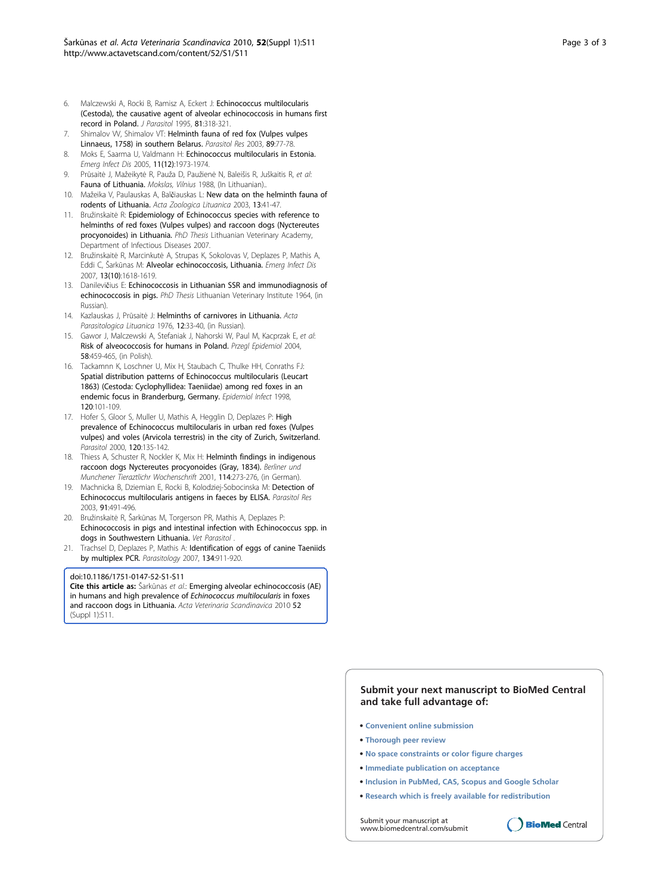6. Malczewski A, Rocki B, Ramisz A, Eckert J: **Echinococcus multilocularis (Cestoda), the causative agent of alveolar echinococcosis in humans first record in Poland.** *J Parasitol* 1995, **81**:318-321.
7. Shimalov VV, Shimalov VT: **Helminth fauna of red fox (Vulpes vulpes Linnaeus, 1758) in southern Belarus.** *Parasitol Res* 2003, **89**:77-78.
8. Moks E, Saarma U, Valdmann H: **Echinococcus multilocularis in Estonia.** *Emerg Infect Dis* 2005, **11(12)**:1973-1974.
9. Prūsaitė J, Mažeikytė R, Pauža D, Paužienė N, Baleišis R, Juškaitis R, *et al*: **Fauna of Lithuania.** *Mokslas, Vilnius* 1988, (In Lithuanian)..
10. Mažeika V, Paulauskas A, Balčiauskas L: **New data on the helminth fauna of rodents of Lithuania.** *Acta Zoologica Lituanica* 2003, **13**:41-47.
11. Bružinskaitė R: **Epidemiology of Echinococcus species with reference to helminths of red foxes (Vulpes vulpes) and raccoon dogs (Nyctereutes procyonoides) in Lithuania.** *PhD Thesis* Lithuanian Veterinary Academy, Department of Infectious Diseases 2007.
12. Bružinskaitė R, Marcinkutė A, Strupas K, Sokolovas V, Deplazes P, Mathis A, Eddi C, Šarkūnas M: **Alveolar echinococcosis, Lithuania.** *Emerg Infect Dis* 2007, **13(10)**:1618-1619.
13. Danilevičius E: **Echinococcosis in Lithuanian SSR and immunodiagnosis of echinococcosis in pigs.** *PhD Thesis* Lithuanian Veterinary Institute 1964, (in Russian).
14. Kazlauskas J, Prūsaitė J: **Helminths of carnivores in Lithuania.** *Acta Parasitologica Lituanica* 1976, **12**:33-40, (in Russian).
15. Gawor J, Malczewski A, Stefaniak J, Nahorski W, Paul M, Kacprzak E, *et al*: **Risk of alveococcosis for humans in Poland.** *Przegl Epidemiol* 2004, **58**:459-465, (in Polish).
16. Tackamnn K, Loschner U, Mix H, Staubach C, Thulke HH, Conraths FJ: **Spatial distribution patterns of Echinococcus multilocularis (Leucart 1863) (Cestoda: Cyclophyllidea: Taeniidae) among red foxes in an endemic focus in Branderburg, Germany.** *Epidemiol Infect* 1998, **120**:101-109.
17. Hofer S, Gloor S, Muller U, Mathis A, Hegglin D, Deplazes P: **High prevalence of Echinococcus multilocularis in urban red foxes (Vulpes vulpes) and voles (Arvicola terrestris) in the city of Zurich, Switzerland.** *Parasitol* 2000, **120**:135-142.
18. Thiess A, Schuster R, Nockler K, Mix H: **Helminth findings in indigenous raccoon dogs Nyctereutes procyonoides (Gray, 1834).** *Berliner und Munchener Tieraztlichr Wochenschrift* 2001, **114**:273-276, (in German).
19. Machnicka B, Dziemian E, Rocki B, Kolodziej-Sobocinska M: **Detection of Echinococcus multilocularis antigens in faeces by ELISA.** *Parasitol Res* 2003, **91**:491-496.
20. Bružinskaitė R, Šarkūnas M, Torgerson PR, Mathis A, Deplazes P: **Echinococcosis in pigs and intestinal infection with Echinococcus spp. in dogs in Southwestern Lithuania.** *Vet Parasitol* .
21. Trachsel D, Deplazes P, Mathis A: **Identification of eggs of canine Taeniids by multiplex PCR.** *Parasitology* 2007, **134**:911-920.

doi:10.1186/1751-0147-52-S1-S11

**Cite this article as:** Šarkūnas *et al.*: Emerging alveolar echinococcosis (AE) in humans and high prevalence of *Echinococcus multilocularis* in foxes and raccoon dogs in Lithuania. *Acta Veterinaria Scandinavica* 2010 **52** (Suppl 1):S11.

**Submit your next manuscript to BioMed Central and take full advantage of:**

- Convenient online submission
- Thorough peer review
- No space constraints or color figure charges
- Immediate publication on acceptance
- Inclusion in PubMed, CAS, Scopus and Google Scholar
- Research which is freely available for redistribution

Submit your manuscript at
www.biomedcentral.com/submit

BioMed Central